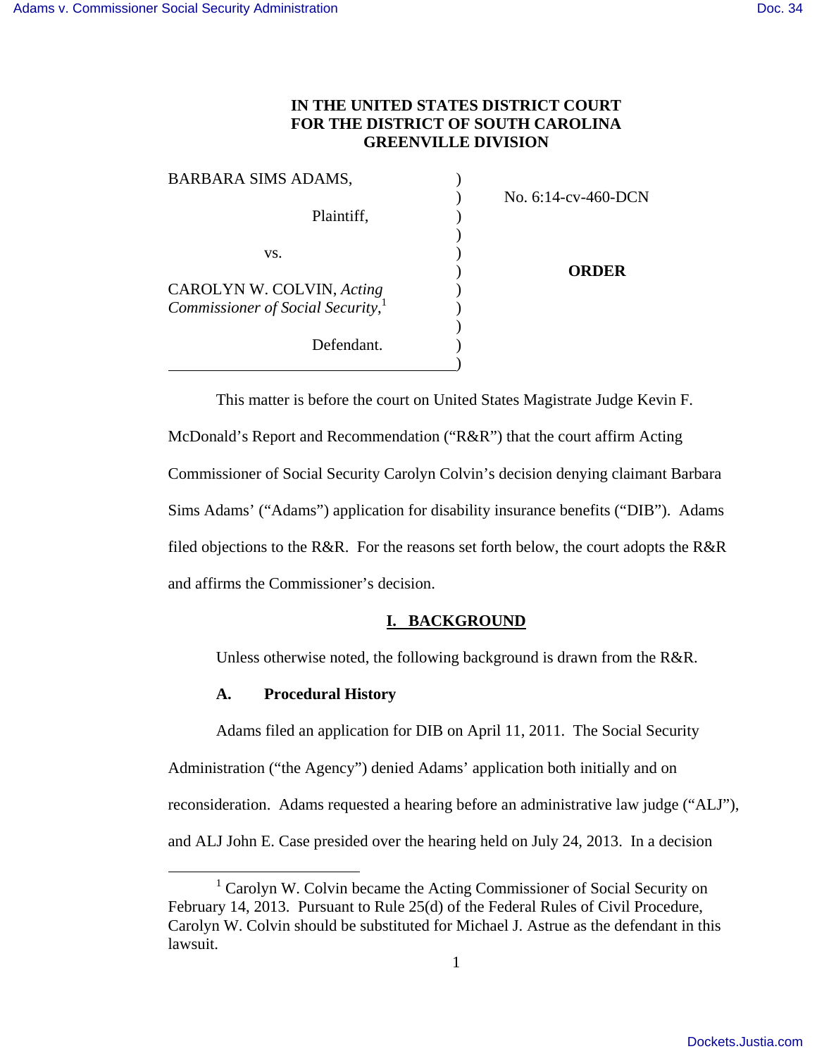# IN THE UNITED STATES DISTRICT COURT FOR THE DISTRICT OF SOUTH CAROLINA GREENVILLE DIVISION

| | | |
|---|---|---|
| BARBARA SIMS ADAMS, | ) | |
| | ) | No. 6:14-cv-460-DCN |
| Plaintiff, | ) | |
| | ) | |
| vs. | ) | |
| | ) | **ORDER** |
| CAROLYN W. COLVIN, *Acting Commissioner of Social Security*,[1] | ) | |
| | ) | |
| Defendant. | ) | |

This matter is before the court on United States Magistrate Judge Kevin F. McDonald's Report and Recommendation ("R&R") that the court affirm Acting Commissioner of Social Security Carolyn Colvin's decision denying claimant Barbara Sims Adams' ("Adams") application for disability insurance benefits ("DIB"). Adams filed objections to the R&R. For the reasons set forth below, the court adopts the R&R and affirms the Commissioner's decision.

## I. BACKGROUND

Unless otherwise noted, the following background is drawn from the R&R.

### A. Procedural History

Adams filed an application for DIB on April 11, 2011. The Social Security Administration ("the Agency") denied Adams' application both initially and on reconsideration. Adams requested a hearing before an administrative law judge ("ALJ"), and ALJ John E. Case presided over the hearing held on July 24, 2013. In a decision

[1] Carolyn W. Colvin became the Acting Commissioner of Social Security on February 14, 2013. Pursuant to Rule 25(d) of the Federal Rules of Civil Procedure, Carolyn W. Colvin should be substituted for Michael J. Astrue as the defendant in this lawsuit.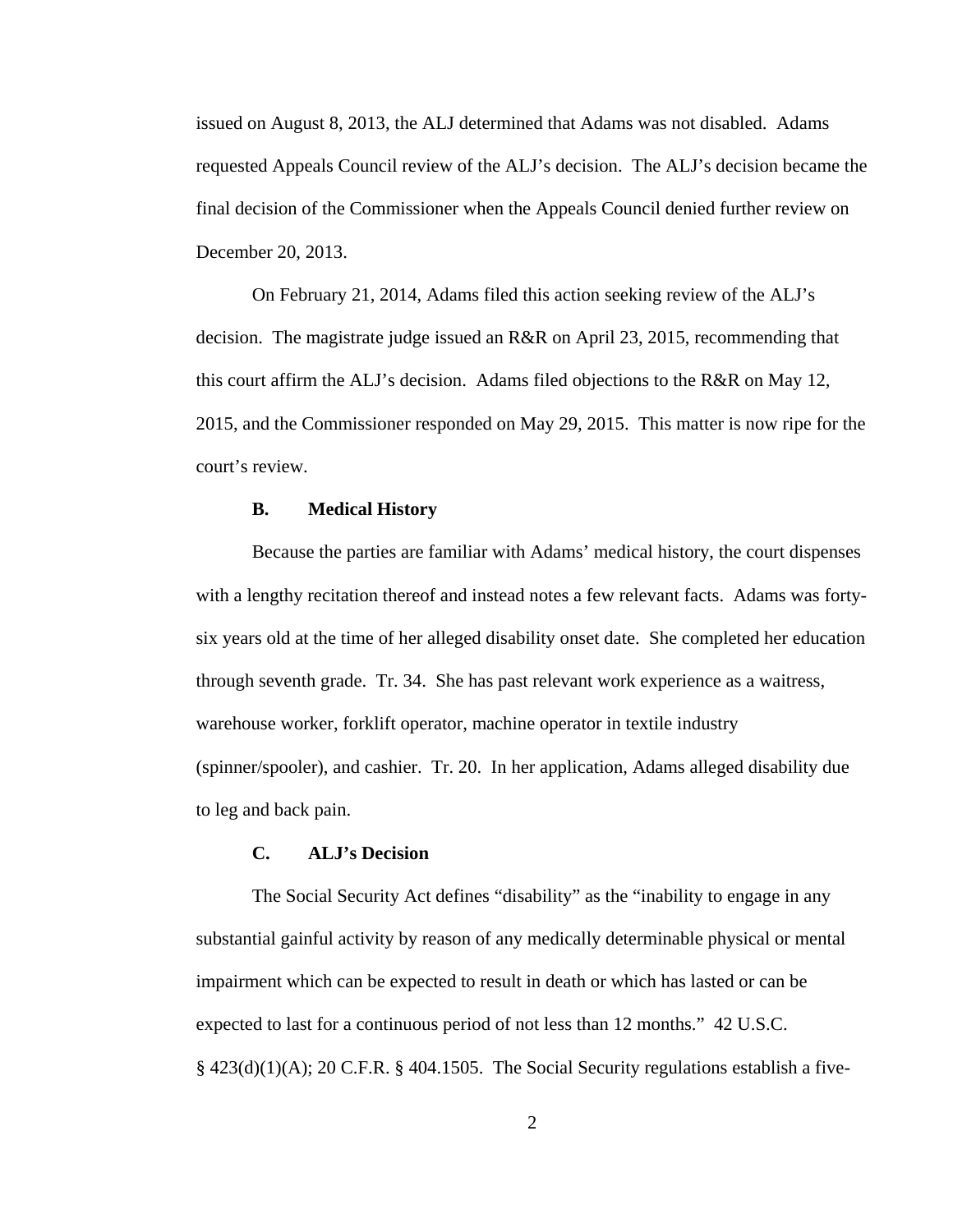issued on August 8, 2013, the ALJ determined that Adams was not disabled. Adams requested Appeals Council review of the ALJ's decision. The ALJ's decision became the final decision of the Commissioner when the Appeals Council denied further review on December 20, 2013.

On February 21, 2014, Adams filed this action seeking review of the ALJ's decision. The magistrate judge issued an R&R on April 23, 2015, recommending that this court affirm the ALJ's decision. Adams filed objections to the R&R on May 12, 2015, and the Commissioner responded on May 29, 2015. This matter is now ripe for the court's review.

### B. Medical History

Because the parties are familiar with Adams' medical history, the court dispenses with a lengthy recitation thereof and instead notes a few relevant facts. Adams was forty-six years old at the time of her alleged disability onset date. She completed her education through seventh grade. Tr. 34. She has past relevant work experience as a waitress, warehouse worker, forklift operator, machine operator in textile industry (spinner/spooler), and cashier. Tr. 20. In her application, Adams alleged disability due to leg and back pain.

### C. ALJ's Decision

The Social Security Act defines "disability" as the "inability to engage in any substantial gainful activity by reason of any medically determinable physical or mental impairment which can be expected to result in death or which has lasted or can be expected to last for a continuous period of not less than 12 months." 42 U.S.C. § 423(d)(1)(A); 20 C.F.R. § 404.1505. The Social Security regulations establish a five-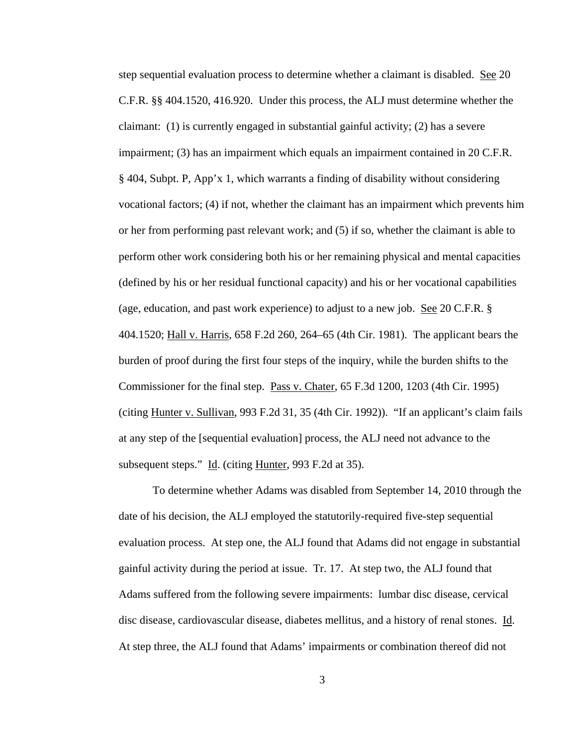step sequential evaluation process to determine whether a claimant is disabled. See 20 C.F.R. §§ 404.1520, 416.920. Under this process, the ALJ must determine whether the claimant: (1) is currently engaged in substantial gainful activity; (2) has a severe impairment; (3) has an impairment which equals an impairment contained in 20 C.F.R. § 404, Subpt. P, App'x 1, which warrants a finding of disability without considering vocational factors; (4) if not, whether the claimant has an impairment which prevents him or her from performing past relevant work; and (5) if so, whether the claimant is able to perform other work considering both his or her remaining physical and mental capacities (defined by his or her residual functional capacity) and his or her vocational capabilities (age, education, and past work experience) to adjust to a new job. See 20 C.F.R. § 404.1520; Hall v. Harris, 658 F.2d 260, 264–65 (4th Cir. 1981). The applicant bears the burden of proof during the first four steps of the inquiry, while the burden shifts to the Commissioner for the final step. Pass v. Chater, 65 F.3d 1200, 1203 (4th Cir. 1995) (citing Hunter v. Sullivan, 993 F.2d 31, 35 (4th Cir. 1992)). "If an applicant's claim fails at any step of the [sequential evaluation] process, the ALJ need not advance to the subsequent steps." Id. (citing Hunter, 993 F.2d at 35).

To determine whether Adams was disabled from September 14, 2010 through the date of his decision, the ALJ employed the statutorily-required five-step sequential evaluation process. At step one, the ALJ found that Adams did not engage in substantial gainful activity during the period at issue. Tr. 17. At step two, the ALJ found that Adams suffered from the following severe impairments: lumbar disc disease, cervical disc disease, cardiovascular disease, diabetes mellitus, and a history of renal stones. Id. At step three, the ALJ found that Adams' impairments or combination thereof did not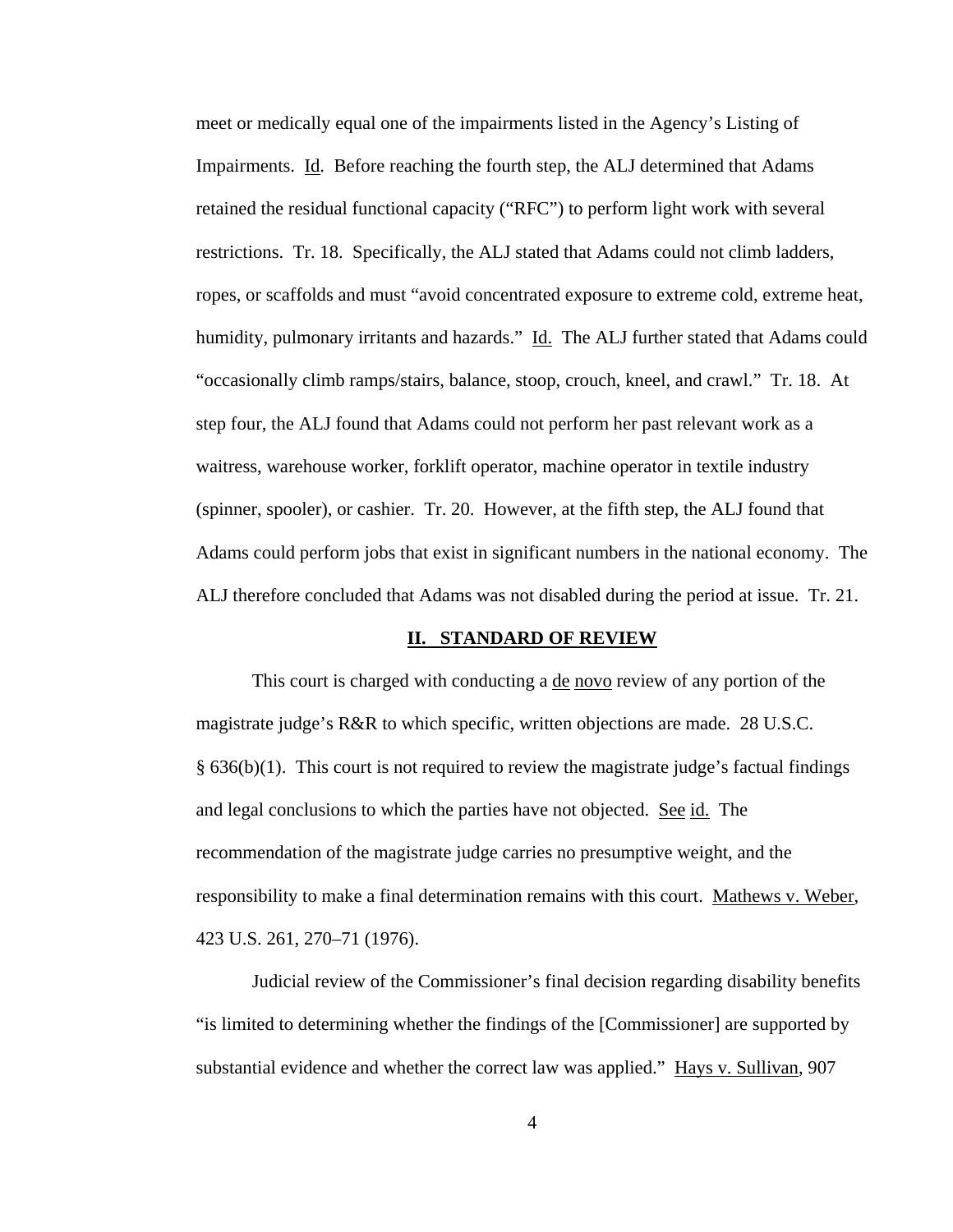meet or medically equal one of the impairments listed in the Agency's Listing of Impairments. Id. Before reaching the fourth step, the ALJ determined that Adams retained the residual functional capacity ("RFC") to perform light work with several restrictions. Tr. 18. Specifically, the ALJ stated that Adams could not climb ladders, ropes, or scaffolds and must "avoid concentrated exposure to extreme cold, extreme heat, humidity, pulmonary irritants and hazards." Id. The ALJ further stated that Adams could "occasionally climb ramps/stairs, balance, stoop, crouch, kneel, and crawl." Tr. 18. At step four, the ALJ found that Adams could not perform her past relevant work as a waitress, warehouse worker, forklift operator, machine operator in textile industry (spinner, spooler), or cashier. Tr. 20. However, at the fifth step, the ALJ found that Adams could perform jobs that exist in significant numbers in the national economy. The ALJ therefore concluded that Adams was not disabled during the period at issue. Tr. 21.

## II. STANDARD OF REVIEW

This court is charged with conducting a de novo review of any portion of the magistrate judge's R&R to which specific, written objections are made. 28 U.S.C. § 636(b)(1). This court is not required to review the magistrate judge's factual findings and legal conclusions to which the parties have not objected. See id. The recommendation of the magistrate judge carries no presumptive weight, and the responsibility to make a final determination remains with this court. Mathews v. Weber, 423 U.S. 261, 270–71 (1976).

Judicial review of the Commissioner's final decision regarding disability benefits "is limited to determining whether the findings of the [Commissioner] are supported by substantial evidence and whether the correct law was applied." Hays v. Sullivan, 907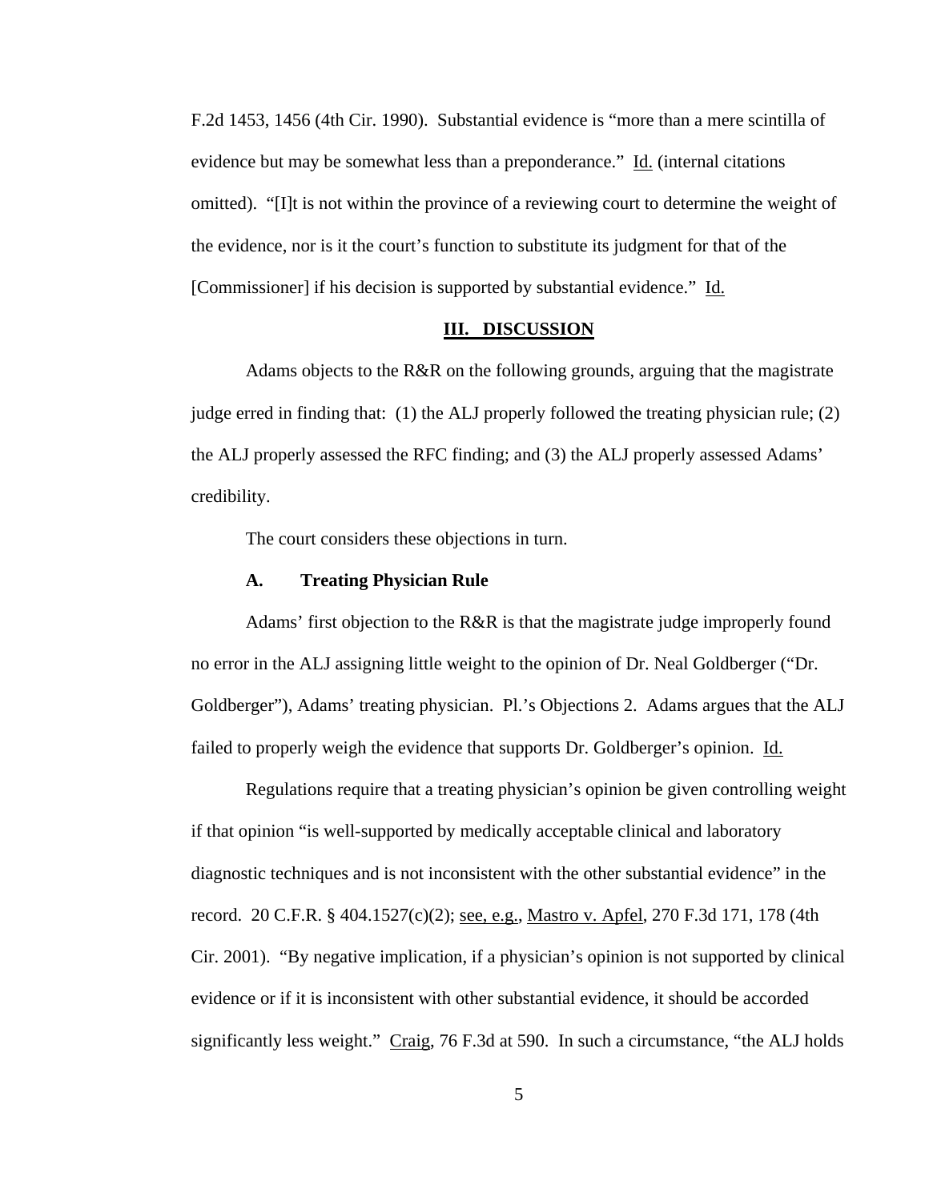F.2d 1453, 1456 (4th Cir. 1990). Substantial evidence is "more than a mere scintilla of evidence but may be somewhat less than a preponderance." Id. (internal citations omitted). "[I]t is not within the province of a reviewing court to determine the weight of the evidence, nor is it the court's function to substitute its judgment for that of the [Commissioner] if his decision is supported by substantial evidence." Id.

## III. DISCUSSION

Adams objects to the R&R on the following grounds, arguing that the magistrate judge erred in finding that: (1) the ALJ properly followed the treating physician rule; (2) the ALJ properly assessed the RFC finding; and (3) the ALJ properly assessed Adams' credibility.

The court considers these objections in turn.

### A. Treating Physician Rule

Adams' first objection to the R&R is that the magistrate judge improperly found no error in the ALJ assigning little weight to the opinion of Dr. Neal Goldberger ("Dr. Goldberger"), Adams' treating physician. Pl.'s Objections 2. Adams argues that the ALJ failed to properly weigh the evidence that supports Dr. Goldberger's opinion. Id.

Regulations require that a treating physician's opinion be given controlling weight if that opinion "is well-supported by medically acceptable clinical and laboratory diagnostic techniques and is not inconsistent with the other substantial evidence" in the record. 20 C.F.R. § 404.1527(c)(2); see, e.g., Mastro v. Apfel, 270 F.3d 171, 178 (4th Cir. 2001). "By negative implication, if a physician's opinion is not supported by clinical evidence or if it is inconsistent with other substantial evidence, it should be accorded significantly less weight." Craig, 76 F.3d at 590. In such a circumstance, "the ALJ holds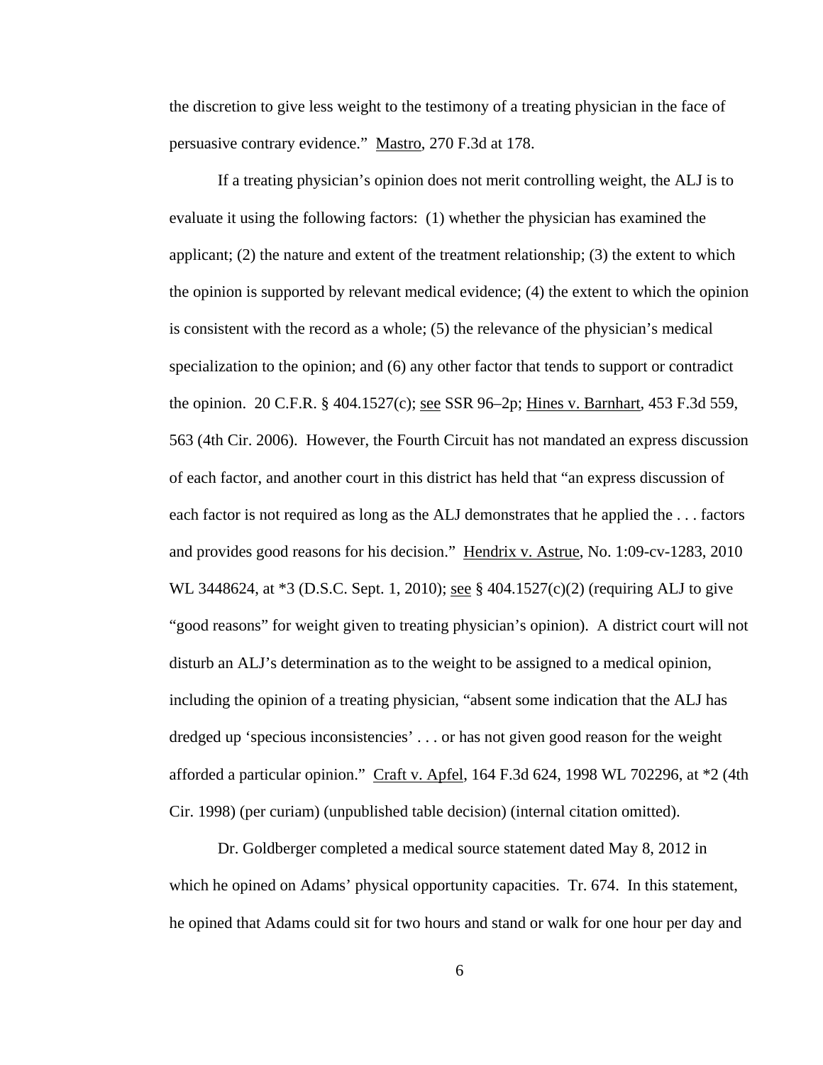the discretion to give less weight to the testimony of a treating physician in the face of persuasive contrary evidence." Mastro, 270 F.3d at 178.

If a treating physician's opinion does not merit controlling weight, the ALJ is to evaluate it using the following factors: (1) whether the physician has examined the applicant; (2) the nature and extent of the treatment relationship; (3) the extent to which the opinion is supported by relevant medical evidence; (4) the extent to which the opinion is consistent with the record as a whole; (5) the relevance of the physician's medical specialization to the opinion; and (6) any other factor that tends to support or contradict the opinion. 20 C.F.R. § 404.1527(c); see SSR 96–2p; Hines v. Barnhart, 453 F.3d 559, 563 (4th Cir. 2006). However, the Fourth Circuit has not mandated an express discussion of each factor, and another court in this district has held that "an express discussion of each factor is not required as long as the ALJ demonstrates that he applied the . . . factors and provides good reasons for his decision." Hendrix v. Astrue, No. 1:09-cv-1283, 2010 WL 3448624, at *3 (D.S.C. Sept. 1, 2010); see § 404.1527(c)(2) (requiring ALJ to give "good reasons" for weight given to treating physician's opinion). A district court will not disturb an ALJ's determination as to the weight to be assigned to a medical opinion, including the opinion of a treating physician, "absent some indication that the ALJ has dredged up 'specious inconsistencies' . . . or has not given good reason for the weight afforded a particular opinion." Craft v. Apfel, 164 F.3d 624, 1998 WL 702296, at *2 (4th Cir. 1998) (per curiam) (unpublished table decision) (internal citation omitted).

Dr. Goldberger completed a medical source statement dated May 8, 2012 in which he opined on Adams' physical opportunity capacities. Tr. 674. In this statement, he opined that Adams could sit for two hours and stand or walk for one hour per day and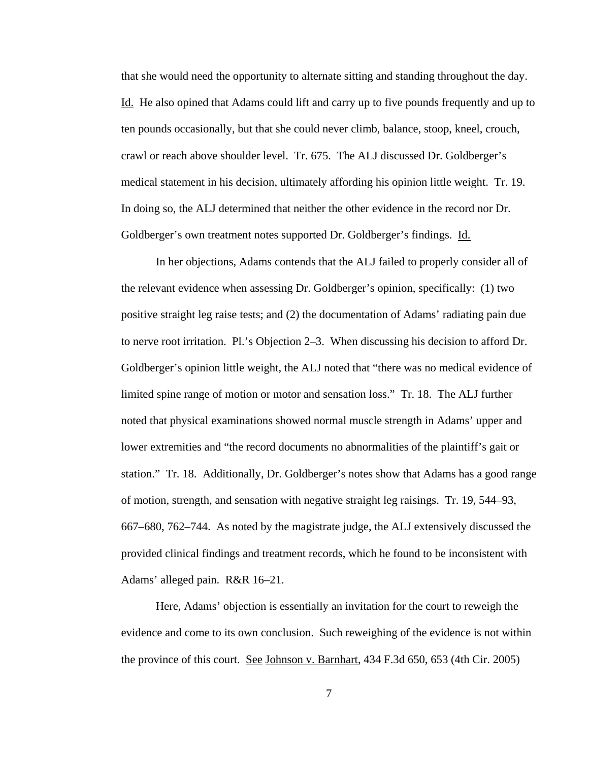that she would need the opportunity to alternate sitting and standing throughout the day. Id. He also opined that Adams could lift and carry up to five pounds frequently and up to ten pounds occasionally, but that she could never climb, balance, stoop, kneel, crouch, crawl or reach above shoulder level. Tr. 675. The ALJ discussed Dr. Goldberger's medical statement in his decision, ultimately affording his opinion little weight. Tr. 19. In doing so, the ALJ determined that neither the other evidence in the record nor Dr. Goldberger's own treatment notes supported Dr. Goldberger's findings. Id.

In her objections, Adams contends that the ALJ failed to properly consider all of the relevant evidence when assessing Dr. Goldberger's opinion, specifically: (1) two positive straight leg raise tests; and (2) the documentation of Adams' radiating pain due to nerve root irritation. Pl.'s Objection 2–3. When discussing his decision to afford Dr. Goldberger's opinion little weight, the ALJ noted that "there was no medical evidence of limited spine range of motion or motor and sensation loss." Tr. 18. The ALJ further noted that physical examinations showed normal muscle strength in Adams' upper and lower extremities and "the record documents no abnormalities of the plaintiff's gait or station." Tr. 18. Additionally, Dr. Goldberger's notes show that Adams has a good range of motion, strength, and sensation with negative straight leg raisings. Tr. 19, 544–93, 667–680, 762–744. As noted by the magistrate judge, the ALJ extensively discussed the provided clinical findings and treatment records, which he found to be inconsistent with Adams' alleged pain. R&R 16–21.

Here, Adams' objection is essentially an invitation for the court to reweigh the evidence and come to its own conclusion. Such reweighing of the evidence is not within the province of this court. See Johnson v. Barnhart, 434 F.3d 650, 653 (4th Cir. 2005)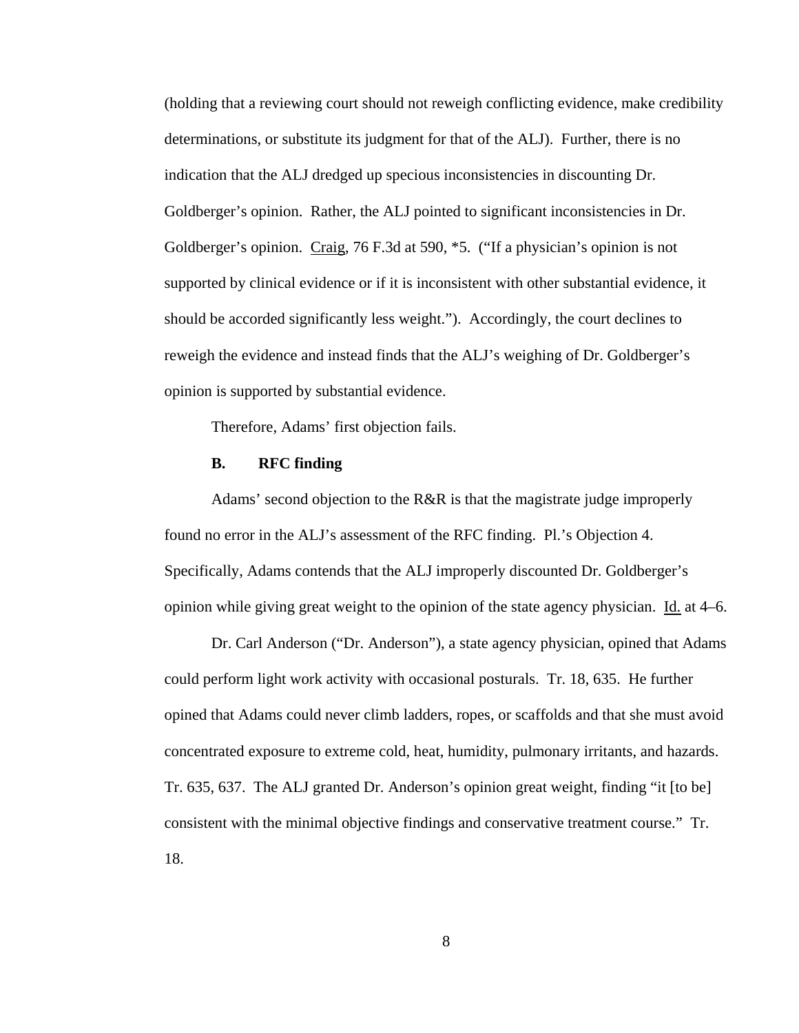(holding that a reviewing court should not reweigh conflicting evidence, make credibility determinations, or substitute its judgment for that of the ALJ). Further, there is no indication that the ALJ dredged up specious inconsistencies in discounting Dr. Goldberger's opinion. Rather, the ALJ pointed to significant inconsistencies in Dr. Goldberger's opinion. Craig, 76 F.3d at 590, *5. ("If a physician's opinion is not supported by clinical evidence or if it is inconsistent with other substantial evidence, it should be accorded significantly less weight."). Accordingly, the court declines to reweigh the evidence and instead finds that the ALJ's weighing of Dr. Goldberger's opinion is supported by substantial evidence.

Therefore, Adams' first objection fails.

**B. RFC finding**

Adams' second objection to the R&R is that the magistrate judge improperly found no error in the ALJ's assessment of the RFC finding. Pl.'s Objection 4. Specifically, Adams contends that the ALJ improperly discounted Dr. Goldberger's opinion while giving great weight to the opinion of the state agency physician. Id. at 4–6.

Dr. Carl Anderson ("Dr. Anderson"), a state agency physician, opined that Adams could perform light work activity with occasional posturals. Tr. 18, 635. He further opined that Adams could never climb ladders, ropes, or scaffolds and that she must avoid concentrated exposure to extreme cold, heat, humidity, pulmonary irritants, and hazards. Tr. 635, 637. The ALJ granted Dr. Anderson's opinion great weight, finding "it [to be] consistent with the minimal objective findings and conservative treatment course." Tr. 18.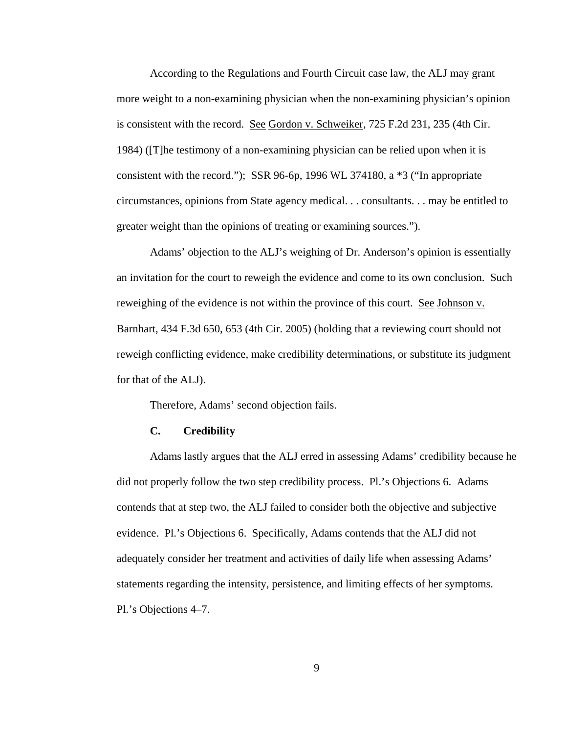According to the Regulations and Fourth Circuit case law, the ALJ may grant more weight to a non-examining physician when the non-examining physician's opinion is consistent with the record. See Gordon v. Schweiker, 725 F.2d 231, 235 (4th Cir. 1984) ([T]he testimony of a non-examining physician can be relied upon when it is consistent with the record."); SSR 96-6p, 1996 WL 374180, a *3 ("In appropriate circumstances, opinions from State agency medical. . . consultants. . . may be entitled to greater weight than the opinions of treating or examining sources.").

Adams' objection to the ALJ's weighing of Dr. Anderson's opinion is essentially an invitation for the court to reweigh the evidence and come to its own conclusion. Such reweighing of the evidence is not within the province of this court. See Johnson v. Barnhart, 434 F.3d 650, 653 (4th Cir. 2005) (holding that a reviewing court should not reweigh conflicting evidence, make credibility determinations, or substitute its judgment for that of the ALJ).

Therefore, Adams' second objection fails.

### C. Credibility

Adams lastly argues that the ALJ erred in assessing Adams' credibility because he did not properly follow the two step credibility process. Pl.'s Objections 6. Adams contends that at step two, the ALJ failed to consider both the objective and subjective evidence. Pl.'s Objections 6. Specifically, Adams contends that the ALJ did not adequately consider her treatment and activities of daily life when assessing Adams' statements regarding the intensity, persistence, and limiting effects of her symptoms. Pl.'s Objections 4–7.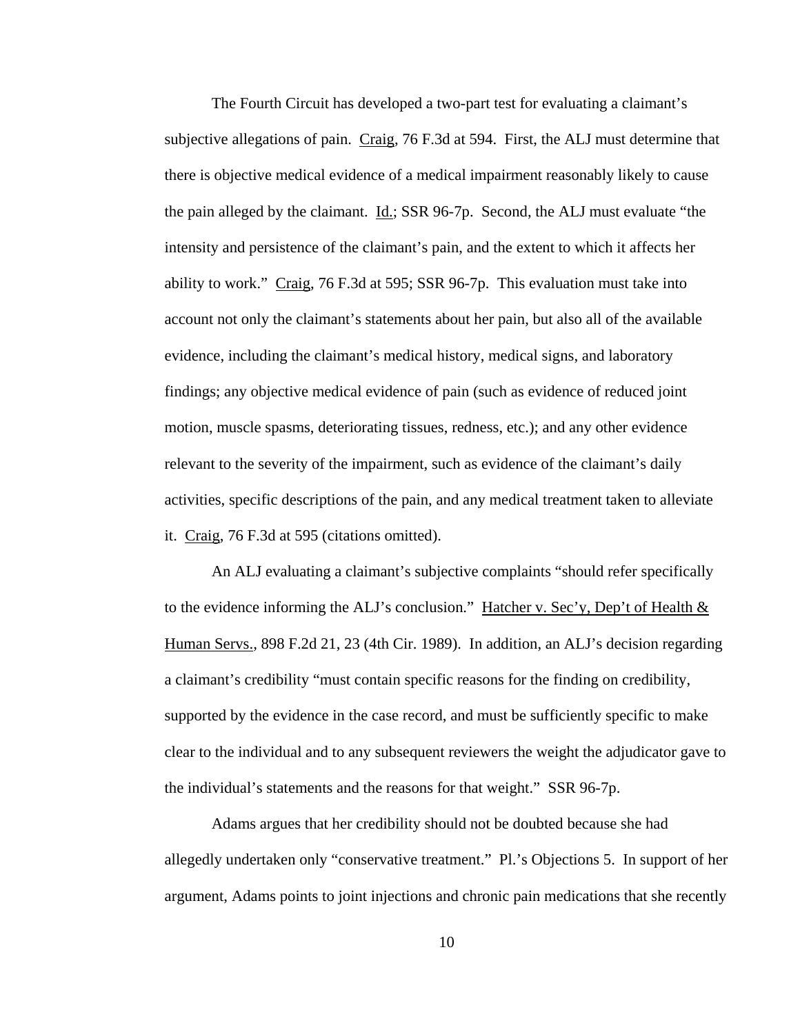The Fourth Circuit has developed a two-part test for evaluating a claimant's subjective allegations of pain. Craig, 76 F.3d at 594. First, the ALJ must determine that there is objective medical evidence of a medical impairment reasonably likely to cause the pain alleged by the claimant. Id.; SSR 96-7p. Second, the ALJ must evaluate "the intensity and persistence of the claimant's pain, and the extent to which it affects her ability to work." Craig, 76 F.3d at 595; SSR 96-7p. This evaluation must take into account not only the claimant's statements about her pain, but also all of the available evidence, including the claimant's medical history, medical signs, and laboratory findings; any objective medical evidence of pain (such as evidence of reduced joint motion, muscle spasms, deteriorating tissues, redness, etc.); and any other evidence relevant to the severity of the impairment, such as evidence of the claimant's daily activities, specific descriptions of the pain, and any medical treatment taken to alleviate it. Craig, 76 F.3d at 595 (citations omitted).

An ALJ evaluating a claimant's subjective complaints "should refer specifically to the evidence informing the ALJ's conclusion." Hatcher v. Sec'y, Dep't of Health & Human Servs., 898 F.2d 21, 23 (4th Cir. 1989). In addition, an ALJ's decision regarding a claimant's credibility "must contain specific reasons for the finding on credibility, supported by the evidence in the case record, and must be sufficiently specific to make clear to the individual and to any subsequent reviewers the weight the adjudicator gave to the individual's statements and the reasons for that weight." SSR 96-7p.

Adams argues that her credibility should not be doubted because she had allegedly undertaken only "conservative treatment." Pl.'s Objections 5. In support of her argument, Adams points to joint injections and chronic pain medications that she recently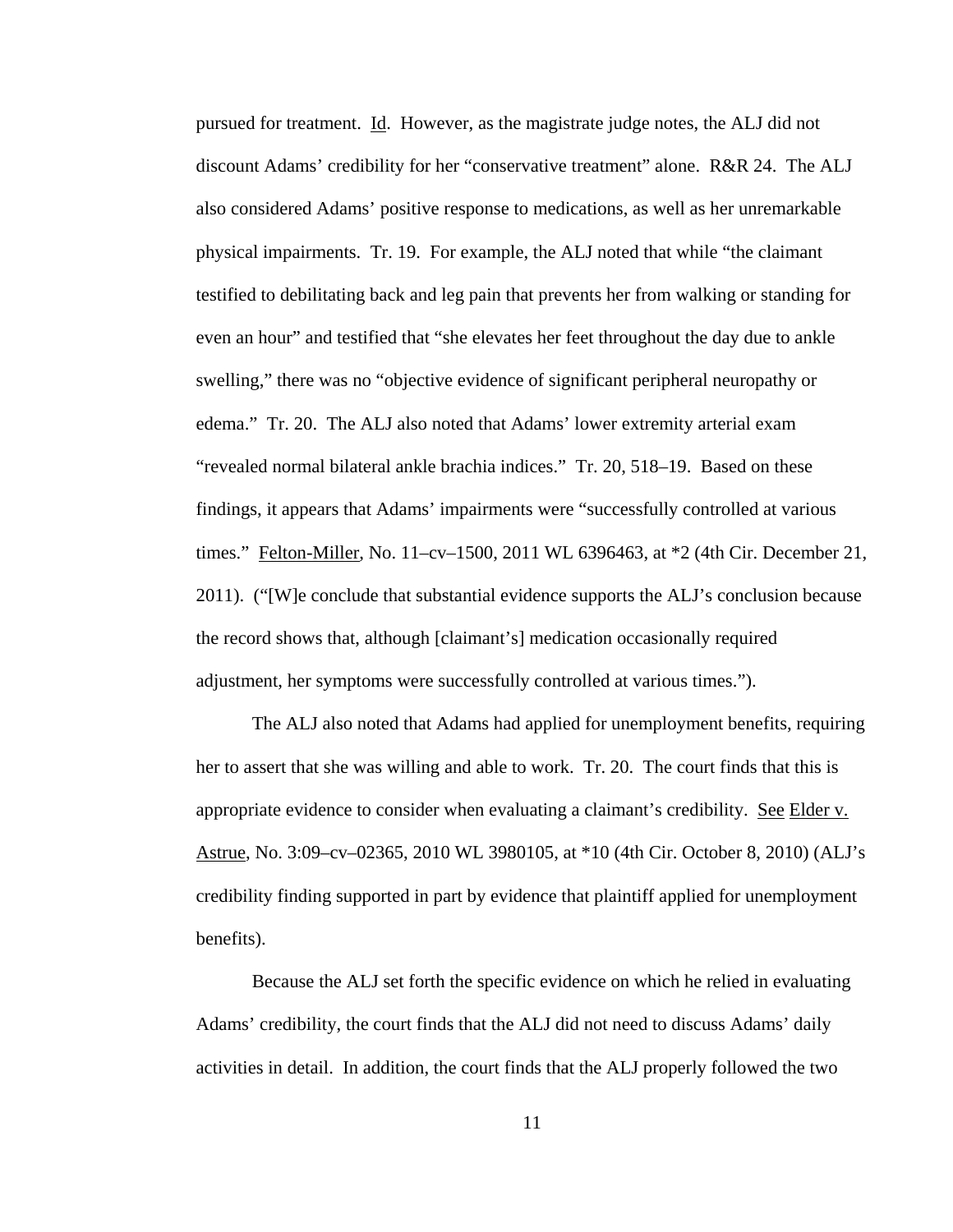pursued for treatment. Id. However, as the magistrate judge notes, the ALJ did not discount Adams' credibility for her "conservative treatment" alone. R&R 24. The ALJ also considered Adams' positive response to medications, as well as her unremarkable physical impairments. Tr. 19. For example, the ALJ noted that while "the claimant testified to debilitating back and leg pain that prevents her from walking or standing for even an hour" and testified that "she elevates her feet throughout the day due to ankle swelling," there was no "objective evidence of significant peripheral neuropathy or edema." Tr. 20. The ALJ also noted that Adams' lower extremity arterial exam "revealed normal bilateral ankle brachia indices." Tr. 20, 518–19. Based on these findings, it appears that Adams' impairments were "successfully controlled at various times." Felton-Miller, No. 11–cv–1500, 2011 WL 6396463, at *2 (4th Cir. December 21, 2011). ("[W]e conclude that substantial evidence supports the ALJ's conclusion because the record shows that, although [claimant's] medication occasionally required adjustment, her symptoms were successfully controlled at various times.").

The ALJ also noted that Adams had applied for unemployment benefits, requiring her to assert that she was willing and able to work. Tr. 20. The court finds that this is appropriate evidence to consider when evaluating a claimant's credibility. See Elder v. Astrue, No. 3:09–cv–02365, 2010 WL 3980105, at *10 (4th Cir. October 8, 2010) (ALJ's credibility finding supported in part by evidence that plaintiff applied for unemployment benefits).

Because the ALJ set forth the specific evidence on which he relied in evaluating Adams' credibility, the court finds that the ALJ did not need to discuss Adams' daily activities in detail. In addition, the court finds that the ALJ properly followed the two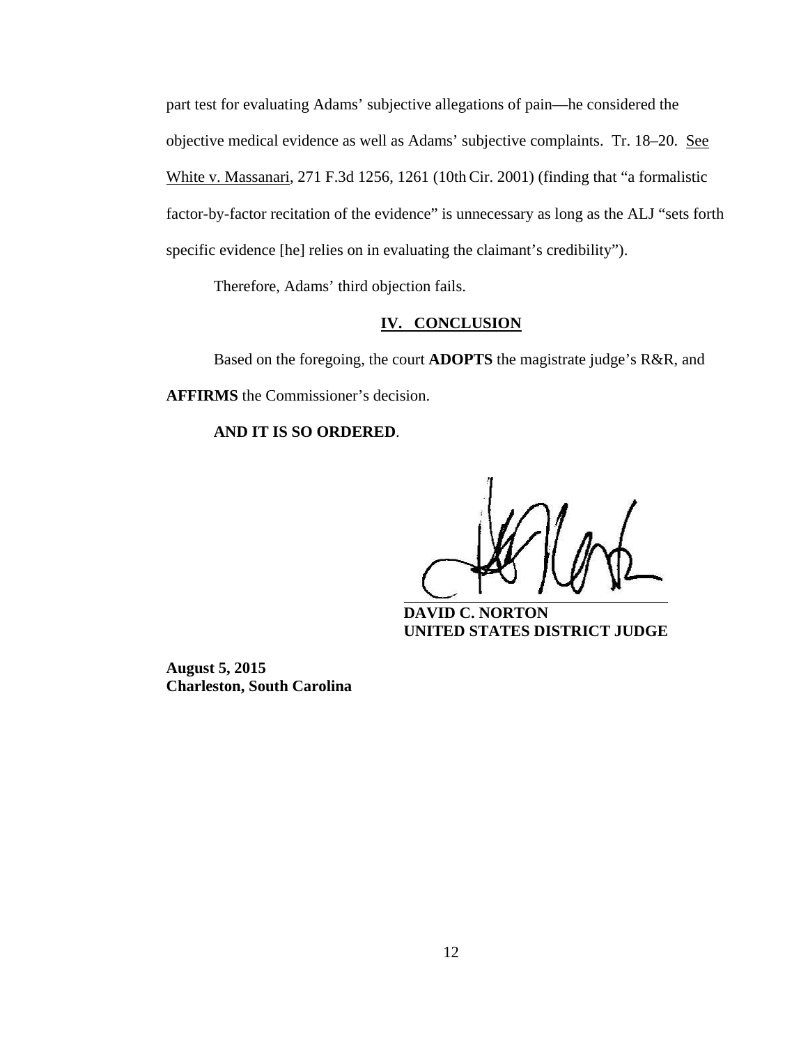part test for evaluating Adams' subjective allegations of pain—he considered the objective medical evidence as well as Adams' subjective complaints. Tr. 18–20. See White v. Massanari, 271 F.3d 1256, 1261 (10th Cir. 2001) (finding that "a formalistic factor-by-factor recitation of the evidence" is unnecessary as long as the ALJ "sets forth specific evidence [he] relies on in evaluating the claimant's credibility").

Therefore, Adams' third objection fails.

## IV. CONCLUSION

Based on the foregoing, the court **ADOPTS** the magistrate judge's R&R, and **AFFIRMS** the Commissioner's decision.

**AND IT IS SO ORDERED**.

**DAVID C. NORTON**
**UNITED STATES DISTRICT JUDGE**

**August 5, 2015**
**Charleston, South Carolina**